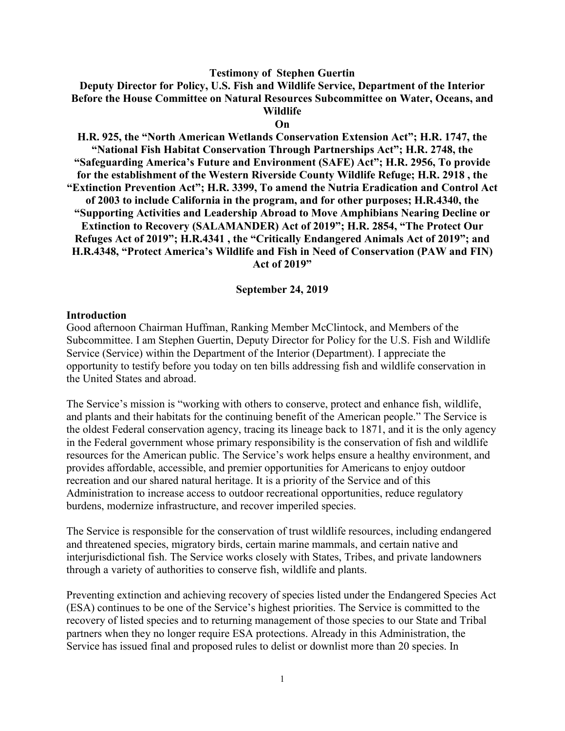**Testimony of Stephen Guertin**
**Deputy Director for Policy, U.S. Fish and Wildlife Service, Department of the Interior**
**Before the House Committee on Natural Resources Subcommittee on Water, Oceans, and Wildlife**
**On**
**H.R. 925, the "North American Wetlands Conservation Extension Act"; H.R. 1747, the "National Fish Habitat Conservation Through Partnerships Act"; H.R. 2748, the "Safeguarding America's Future and Environment (SAFE) Act"; H.R. 2956, To provide for the establishment of the Western Riverside County Wildlife Refuge; H.R. 2918 , the "Extinction Prevention Act"; H.R. 3399, To amend the Nutria Eradication and Control Act of 2003 to include California in the program, and for other purposes; H.R.4340, the "Supporting Activities and Leadership Abroad to Move Amphibians Nearing Decline or Extinction to Recovery (SALAMANDER) Act of 2019"; H.R. 2854, "The Protect Our Refuges Act of 2019"; H.R.4341 , the "Critically Endangered Animals Act of 2019"; and H.R.4348, "Protect America's Wildlife and Fish in Need of Conservation (PAW and FIN) Act of 2019"**

**September 24, 2019**

## Introduction

Good afternoon Chairman Huffman, Ranking Member McClintock, and Members of the Subcommittee. I am Stephen Guertin, Deputy Director for Policy for the U.S. Fish and Wildlife Service (Service) within the Department of the Interior (Department). I appreciate the opportunity to testify before you today on ten bills addressing fish and wildlife conservation in the United States and abroad.

The Service's mission is "working with others to conserve, protect and enhance fish, wildlife, and plants and their habitats for the continuing benefit of the American people." The Service is the oldest Federal conservation agency, tracing its lineage back to 1871, and it is the only agency in the Federal government whose primary responsibility is the conservation of fish and wildlife resources for the American public. The Service's work helps ensure a healthy environment, and provides affordable, accessible, and premier opportunities for Americans to enjoy outdoor recreation and our shared natural heritage. It is a priority of the Service and of this Administration to increase access to outdoor recreational opportunities, reduce regulatory burdens, modernize infrastructure, and recover imperiled species.

The Service is responsible for the conservation of trust wildlife resources, including endangered and threatened species, migratory birds, certain marine mammals, and certain native and interjurisdictional fish. The Service works closely with States, Tribes, and private landowners through a variety of authorities to conserve fish, wildlife and plants.

Preventing extinction and achieving recovery of species listed under the Endangered Species Act (ESA) continues to be one of the Service's highest priorities. The Service is committed to the recovery of listed species and to returning management of those species to our State and Tribal partners when they no longer require ESA protections. Already in this Administration, the Service has issued final and proposed rules to delist or downlist more than 20 species. In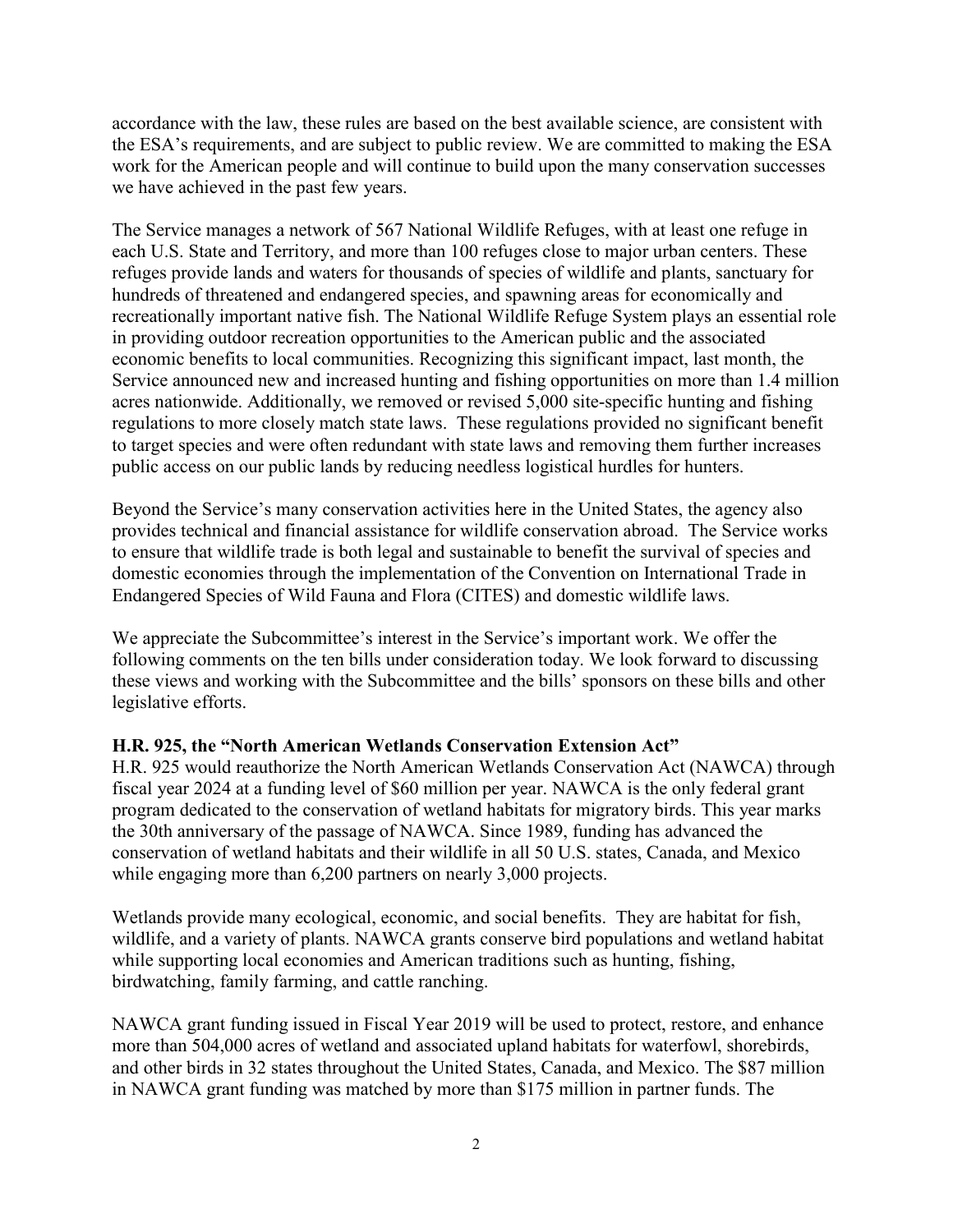accordance with the law, these rules are based on the best available science, are consistent with the ESA's requirements, and are subject to public review. We are committed to making the ESA work for the American people and will continue to build upon the many conservation successes we have achieved in the past few years.

The Service manages a network of 567 National Wildlife Refuges, with at least one refuge in each U.S. State and Territory, and more than 100 refuges close to major urban centers. These refuges provide lands and waters for thousands of species of wildlife and plants, sanctuary for hundreds of threatened and endangered species, and spawning areas for economically and recreationally important native fish. The National Wildlife Refuge System plays an essential role in providing outdoor recreation opportunities to the American public and the associated economic benefits to local communities. Recognizing this significant impact, last month, the Service announced new and increased hunting and fishing opportunities on more than 1.4 million acres nationwide. Additionally, we removed or revised 5,000 site-specific hunting and fishing regulations to more closely match state laws. These regulations provided no significant benefit to target species and were often redundant with state laws and removing them further increases public access on our public lands by reducing needless logistical hurdles for hunters.

Beyond the Service's many conservation activities here in the United States, the agency also provides technical and financial assistance for wildlife conservation abroad. The Service works to ensure that wildlife trade is both legal and sustainable to benefit the survival of species and domestic economies through the implementation of the Convention on International Trade in Endangered Species of Wild Fauna and Flora (CITES) and domestic wildlife laws.

We appreciate the Subcommittee's interest in the Service's important work. We offer the following comments on the ten bills under consideration today. We look forward to discussing these views and working with the Subcommittee and the bills' sponsors on these bills and other legislative efforts.

**H.R. 925, the "North American Wetlands Conservation Extension Act"**

H.R. 925 would reauthorize the North American Wetlands Conservation Act (NAWCA) through fiscal year 2024 at a funding level of $60 million per year. NAWCA is the only federal grant program dedicated to the conservation of wetland habitats for migratory birds. This year marks the 30th anniversary of the passage of NAWCA. Since 1989, funding has advanced the conservation of wetland habitats and their wildlife in all 50 U.S. states, Canada, and Mexico while engaging more than 6,200 partners on nearly 3,000 projects.

Wetlands provide many ecological, economic, and social benefits. They are habitat for fish, wildlife, and a variety of plants. NAWCA grants conserve bird populations and wetland habitat while supporting local economies and American traditions such as hunting, fishing, birdwatching, family farming, and cattle ranching.

NAWCA grant funding issued in Fiscal Year 2019 will be used to protect, restore, and enhance more than 504,000 acres of wetland and associated upland habitats for waterfowl, shorebirds, and other birds in 32 states throughout the United States, Canada, and Mexico. The $87 million in NAWCA grant funding was matched by more than $175 million in partner funds. The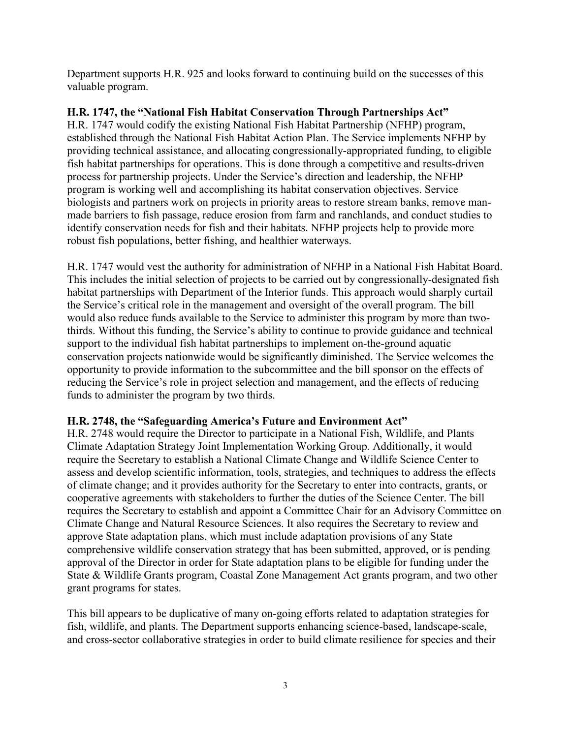Department supports H.R. 925 and looks forward to continuing build on the successes of this valuable program.

**H.R. 1747, the "National Fish Habitat Conservation Through Partnerships Act"**

H.R. 1747 would codify the existing National Fish Habitat Partnership (NFHP) program, established through the National Fish Habitat Action Plan. The Service implements NFHP by providing technical assistance, and allocating congressionally-appropriated funding, to eligible fish habitat partnerships for operations. This is done through a competitive and results-driven process for partnership projects. Under the Service's direction and leadership, the NFHP program is working well and accomplishing its habitat conservation objectives. Service biologists and partners work on projects in priority areas to restore stream banks, remove man-made barriers to fish passage, reduce erosion from farm and ranchlands, and conduct studies to identify conservation needs for fish and their habitats. NFHP projects help to provide more robust fish populations, better fishing, and healthier waterways.

H.R. 1747 would vest the authority for administration of NFHP in a National Fish Habitat Board. This includes the initial selection of projects to be carried out by congressionally-designated fish habitat partnerships with Department of the Interior funds. This approach would sharply curtail the Service's critical role in the management and oversight of the overall program. The bill would also reduce funds available to the Service to administer this program by more than two-thirds. Without this funding, the Service's ability to continue to provide guidance and technical support to the individual fish habitat partnerships to implement on-the-ground aquatic conservation projects nationwide would be significantly diminished. The Service welcomes the opportunity to provide information to the subcommittee and the bill sponsor on the effects of reducing the Service's role in project selection and management, and the effects of reducing funds to administer the program by two thirds.

**H.R. 2748, the "Safeguarding America's Future and Environment Act"**

H.R. 2748 would require the Director to participate in a National Fish, Wildlife, and Plants Climate Adaptation Strategy Joint Implementation Working Group. Additionally, it would require the Secretary to establish a National Climate Change and Wildlife Science Center to assess and develop scientific information, tools, strategies, and techniques to address the effects of climate change; and it provides authority for the Secretary to enter into contracts, grants, or cooperative agreements with stakeholders to further the duties of the Science Center. The bill requires the Secretary to establish and appoint a Committee Chair for an Advisory Committee on Climate Change and Natural Resource Sciences. It also requires the Secretary to review and approve State adaptation plans, which must include adaptation provisions of any State comprehensive wildlife conservation strategy that has been submitted, approved, or is pending approval of the Director in order for State adaptation plans to be eligible for funding under the State & Wildlife Grants program, Coastal Zone Management Act grants program, and two other grant programs for states.

This bill appears to be duplicative of many on-going efforts related to adaptation strategies for fish, wildlife, and plants. The Department supports enhancing science-based, landscape-scale, and cross-sector collaborative strategies in order to build climate resilience for species and their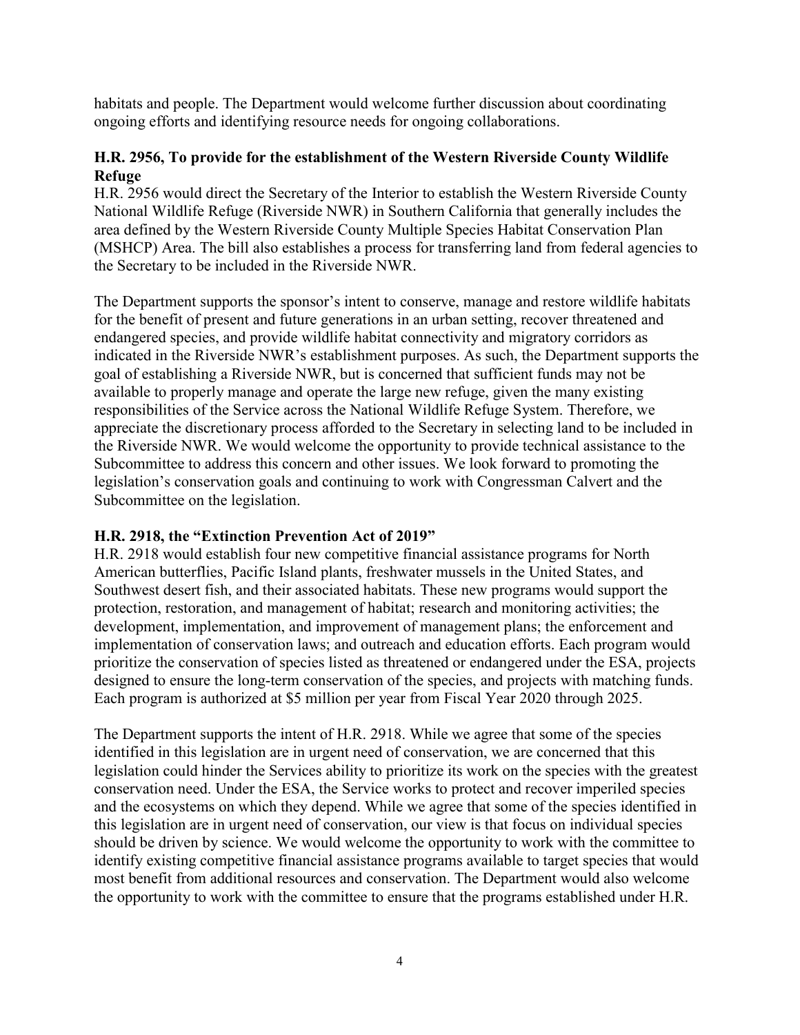habitats and people. The Department would welcome further discussion about coordinating ongoing efforts and identifying resource needs for ongoing collaborations.

**H.R. 2956, To provide for the establishment of the Western Riverside County Wildlife Refuge**

H.R. 2956 would direct the Secretary of the Interior to establish the Western Riverside County National Wildlife Refuge (Riverside NWR) in Southern California that generally includes the area defined by the Western Riverside County Multiple Species Habitat Conservation Plan (MSHCP) Area. The bill also establishes a process for transferring land from federal agencies to the Secretary to be included in the Riverside NWR.

The Department supports the sponsor's intent to conserve, manage and restore wildlife habitats for the benefit of present and future generations in an urban setting, recover threatened and endangered species, and provide wildlife habitat connectivity and migratory corridors as indicated in the Riverside NWR's establishment purposes. As such, the Department supports the goal of establishing a Riverside NWR, but is concerned that sufficient funds may not be available to properly manage and operate the large new refuge, given the many existing responsibilities of the Service across the National Wildlife Refuge System. Therefore, we appreciate the discretionary process afforded to the Secretary in selecting land to be included in the Riverside NWR. We would welcome the opportunity to provide technical assistance to the Subcommittee to address this concern and other issues. We look forward to promoting the legislation's conservation goals and continuing to work with Congressman Calvert and the Subcommittee on the legislation.

**H.R. 2918, the "Extinction Prevention Act of 2019"**

H.R. 2918 would establish four new competitive financial assistance programs for North American butterflies, Pacific Island plants, freshwater mussels in the United States, and Southwest desert fish, and their associated habitats. These new programs would support the protection, restoration, and management of habitat; research and monitoring activities; the development, implementation, and improvement of management plans; the enforcement and implementation of conservation laws; and outreach and education efforts. Each program would prioritize the conservation of species listed as threatened or endangered under the ESA, projects designed to ensure the long-term conservation of the species, and projects with matching funds. Each program is authorized at $5 million per year from Fiscal Year 2020 through 2025.

The Department supports the intent of H.R. 2918. While we agree that some of the species identified in this legislation are in urgent need of conservation, we are concerned that this legislation could hinder the Services ability to prioritize its work on the species with the greatest conservation need. Under the ESA, the Service works to protect and recover imperiled species and the ecosystems on which they depend. While we agree that some of the species identified in this legislation are in urgent need of conservation, our view is that focus on individual species should be driven by science. We would welcome the opportunity to work with the committee to identify existing competitive financial assistance programs available to target species that would most benefit from additional resources and conservation. The Department would also welcome the opportunity to work with the committee to ensure that the programs established under H.R.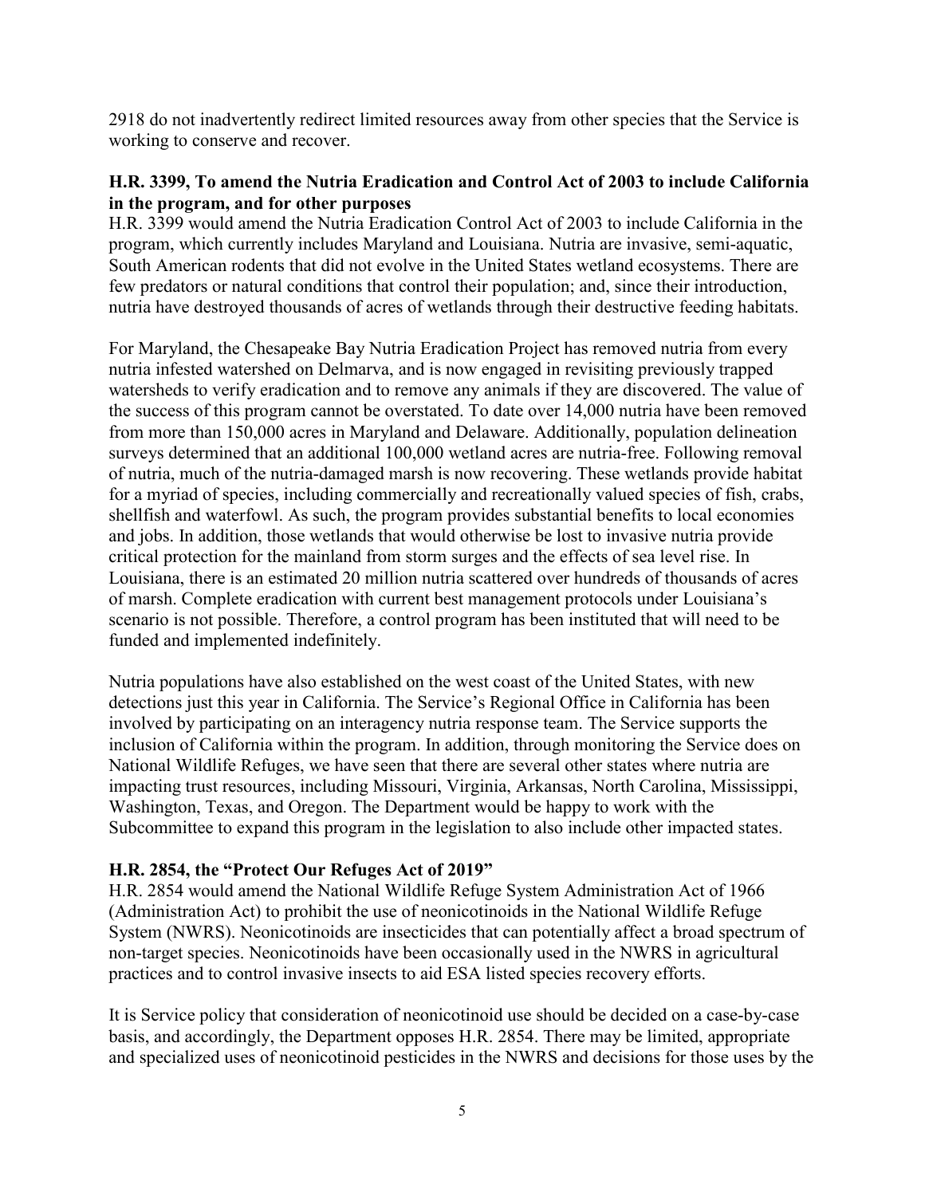2918 do not inadvertently redirect limited resources away from other species that the Service is working to conserve and recover.

**H.R. 3399, To amend the Nutria Eradication and Control Act of 2003 to include California in the program, and for other purposes**

H.R. 3399 would amend the Nutria Eradication Control Act of 2003 to include California in the program, which currently includes Maryland and Louisiana. Nutria are invasive, semi-aquatic, South American rodents that did not evolve in the United States wetland ecosystems. There are few predators or natural conditions that control their population; and, since their introduction, nutria have destroyed thousands of acres of wetlands through their destructive feeding habitats.

For Maryland, the Chesapeake Bay Nutria Eradication Project has removed nutria from every nutria infested watershed on Delmarva, and is now engaged in revisiting previously trapped watersheds to verify eradication and to remove any animals if they are discovered. The value of the success of this program cannot be overstated. To date over 14,000 nutria have been removed from more than 150,000 acres in Maryland and Delaware. Additionally, population delineation surveys determined that an additional 100,000 wetland acres are nutria-free. Following removal of nutria, much of the nutria-damaged marsh is now recovering. These wetlands provide habitat for a myriad of species, including commercially and recreationally valued species of fish, crabs, shellfish and waterfowl. As such, the program provides substantial benefits to local economies and jobs. In addition, those wetlands that would otherwise be lost to invasive nutria provide critical protection for the mainland from storm surges and the effects of sea level rise. In Louisiana, there is an estimated 20 million nutria scattered over hundreds of thousands of acres of marsh. Complete eradication with current best management protocols under Louisiana's scenario is not possible. Therefore, a control program has been instituted that will need to be funded and implemented indefinitely.

Nutria populations have also established on the west coast of the United States, with new detections just this year in California. The Service's Regional Office in California has been involved by participating on an interagency nutria response team. The Service supports the inclusion of California within the program. In addition, through monitoring the Service does on National Wildlife Refuges, we have seen that there are several other states where nutria are impacting trust resources, including Missouri, Virginia, Arkansas, North Carolina, Mississippi, Washington, Texas, and Oregon. The Department would be happy to work with the Subcommittee to expand this program in the legislation to also include other impacted states.

**H.R. 2854, the "Protect Our Refuges Act of 2019"**

H.R. 2854 would amend the National Wildlife Refuge System Administration Act of 1966 (Administration Act) to prohibit the use of neonicotinoids in the National Wildlife Refuge System (NWRS). Neonicotinoids are insecticides that can potentially affect a broad spectrum of non-target species. Neonicotinoids have been occasionally used in the NWRS in agricultural practices and to control invasive insects to aid ESA listed species recovery efforts.

It is Service policy that consideration of neonicotinoid use should be decided on a case-by-case basis, and accordingly, the Department opposes H.R. 2854. There may be limited, appropriate and specialized uses of neonicotinoid pesticides in the NWRS and decisions for those uses by the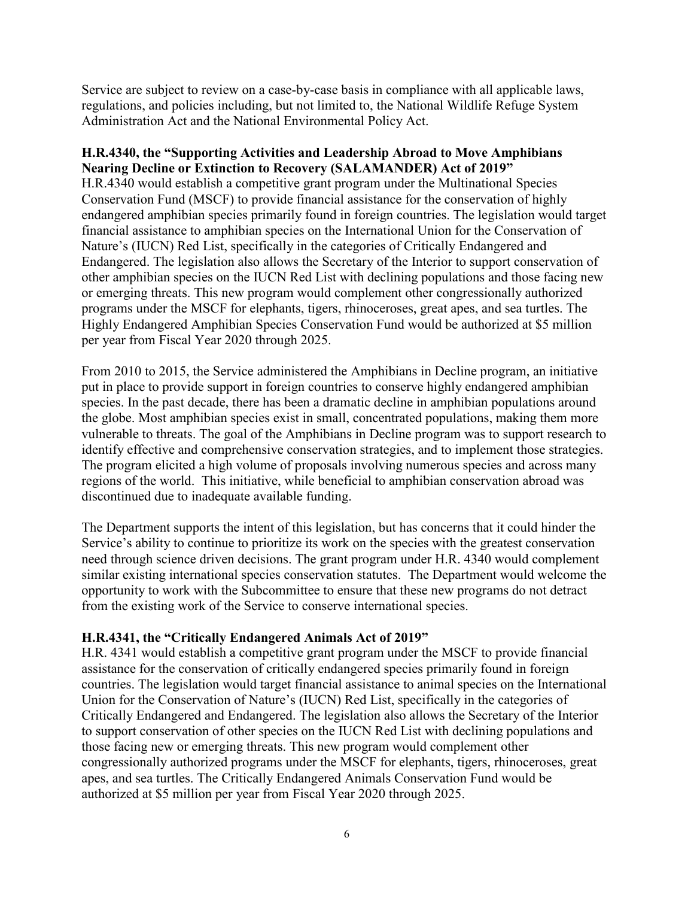Service are subject to review on a case-by-case basis in compliance with all applicable laws, regulations, and policies including, but not limited to, the National Wildlife Refuge System Administration Act and the National Environmental Policy Act.

**H.R.4340, the "Supporting Activities and Leadership Abroad to Move Amphibians Nearing Decline or Extinction to Recovery (SALAMANDER) Act of 2019"**

H.R.4340 would establish a competitive grant program under the Multinational Species Conservation Fund (MSCF) to provide financial assistance for the conservation of highly endangered amphibian species primarily found in foreign countries. The legislation would target financial assistance to amphibian species on the International Union for the Conservation of Nature's (IUCN) Red List, specifically in the categories of Critically Endangered and Endangered. The legislation also allows the Secretary of the Interior to support conservation of other amphibian species on the IUCN Red List with declining populations and those facing new or emerging threats. This new program would complement other congressionally authorized programs under the MSCF for elephants, tigers, rhinoceroses, great apes, and sea turtles. The Highly Endangered Amphibian Species Conservation Fund would be authorized at $5 million per year from Fiscal Year 2020 through 2025.

From 2010 to 2015, the Service administered the Amphibians in Decline program, an initiative put in place to provide support in foreign countries to conserve highly endangered amphibian species. In the past decade, there has been a dramatic decline in amphibian populations around the globe. Most amphibian species exist in small, concentrated populations, making them more vulnerable to threats. The goal of the Amphibians in Decline program was to support research to identify effective and comprehensive conservation strategies, and to implement those strategies. The program elicited a high volume of proposals involving numerous species and across many regions of the world. This initiative, while beneficial to amphibian conservation abroad was discontinued due to inadequate available funding.

The Department supports the intent of this legislation, but has concerns that it could hinder the Service's ability to continue to prioritize its work on the species with the greatest conservation need through science driven decisions. The grant program under H.R. 4340 would complement similar existing international species conservation statutes. The Department would welcome the opportunity to work with the Subcommittee to ensure that these new programs do not detract from the existing work of the Service to conserve international species.

**H.R.4341, the "Critically Endangered Animals Act of 2019"**

H.R. 4341 would establish a competitive grant program under the MSCF to provide financial assistance for the conservation of critically endangered species primarily found in foreign countries. The legislation would target financial assistance to animal species on the International Union for the Conservation of Nature's (IUCN) Red List, specifically in the categories of Critically Endangered and Endangered. The legislation also allows the Secretary of the Interior to support conservation of other species on the IUCN Red List with declining populations and those facing new or emerging threats. This new program would complement other congressionally authorized programs under the MSCF for elephants, tigers, rhinoceroses, great apes, and sea turtles. The Critically Endangered Animals Conservation Fund would be authorized at $5 million per year from Fiscal Year 2020 through 2025.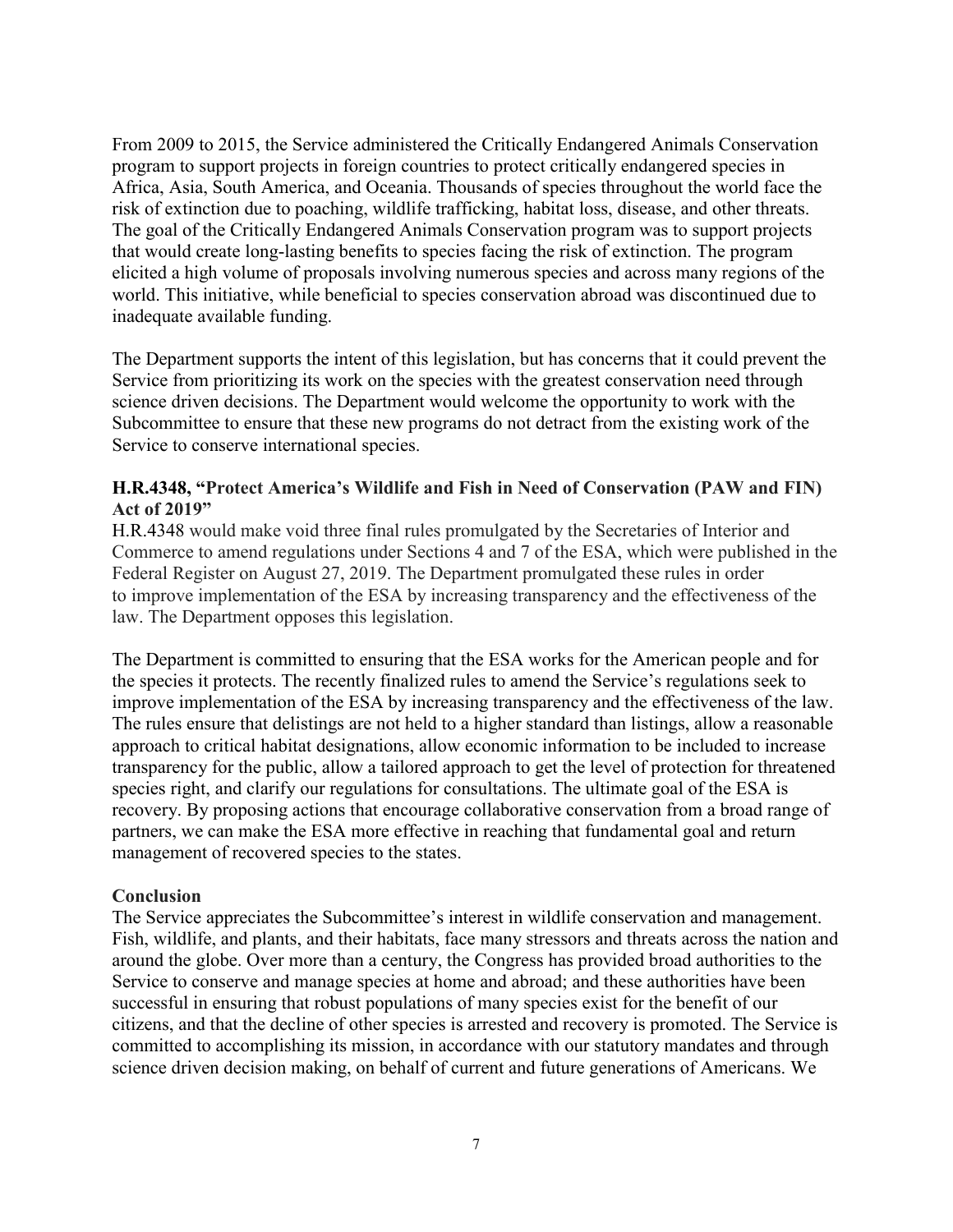From 2009 to 2015, the Service administered the Critically Endangered Animals Conservation program to support projects in foreign countries to protect critically endangered species in Africa, Asia, South America, and Oceania. Thousands of species throughout the world face the risk of extinction due to poaching, wildlife trafficking, habitat loss, disease, and other threats. The goal of the Critically Endangered Animals Conservation program was to support projects that would create long-lasting benefits to species facing the risk of extinction. The program elicited a high volume of proposals involving numerous species and across many regions of the world. This initiative, while beneficial to species conservation abroad was discontinued due to inadequate available funding.

The Department supports the intent of this legislation, but has concerns that it could prevent the Service from prioritizing its work on the species with the greatest conservation need through science driven decisions. The Department would welcome the opportunity to work with the Subcommittee to ensure that these new programs do not detract from the existing work of the Service to conserve international species.

**H.R.4348, "Protect America's Wildlife and Fish in Need of Conservation (PAW and FIN) Act of 2019"**

H.R.4348 would make void three final rules promulgated by the Secretaries of Interior and Commerce to amend regulations under Sections 4 and 7 of the ESA, which were published in the Federal Register on August 27, 2019. The Department promulgated these rules in order to improve implementation of the ESA by increasing transparency and the effectiveness of the law. The Department opposes this legislation.

The Department is committed to ensuring that the ESA works for the American people and for the species it protects. The recently finalized rules to amend the Service's regulations seek to improve implementation of the ESA by increasing transparency and the effectiveness of the law. The rules ensure that delistings are not held to a higher standard than listings, allow a reasonable approach to critical habitat designations, allow economic information to be included to increase transparency for the public, allow a tailored approach to get the level of protection for threatened species right, and clarify our regulations for consultations. The ultimate goal of the ESA is recovery. By proposing actions that encourage collaborative conservation from a broad range of partners, we can make the ESA more effective in reaching that fundamental goal and return management of recovered species to the states.

**Conclusion**

The Service appreciates the Subcommittee's interest in wildlife conservation and management. Fish, wildlife, and plants, and their habitats, face many stressors and threats across the nation and around the globe. Over more than a century, the Congress has provided broad authorities to the Service to conserve and manage species at home and abroad; and these authorities have been successful in ensuring that robust populations of many species exist for the benefit of our citizens, and that the decline of other species is arrested and recovery is promoted. The Service is committed to accomplishing its mission, in accordance with our statutory mandates and through science driven decision making, on behalf of current and future generations of Americans. We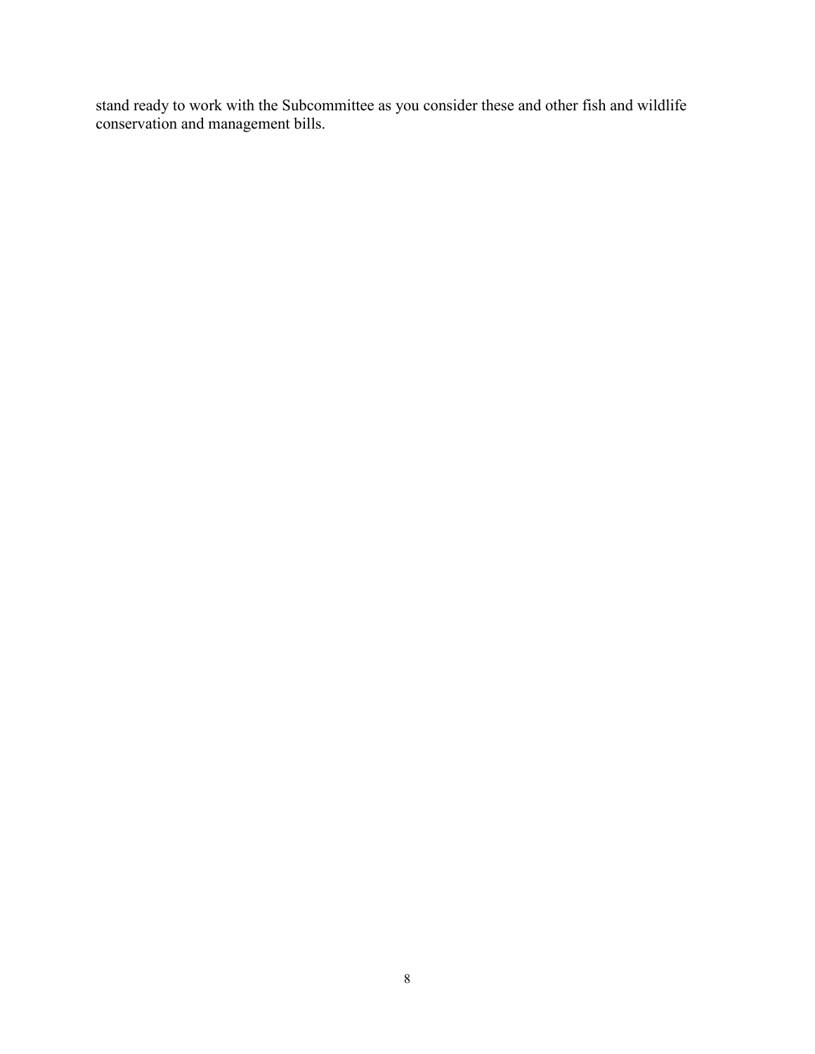stand ready to work with the Subcommittee as you consider these and other fish and wildlife conservation and management bills.